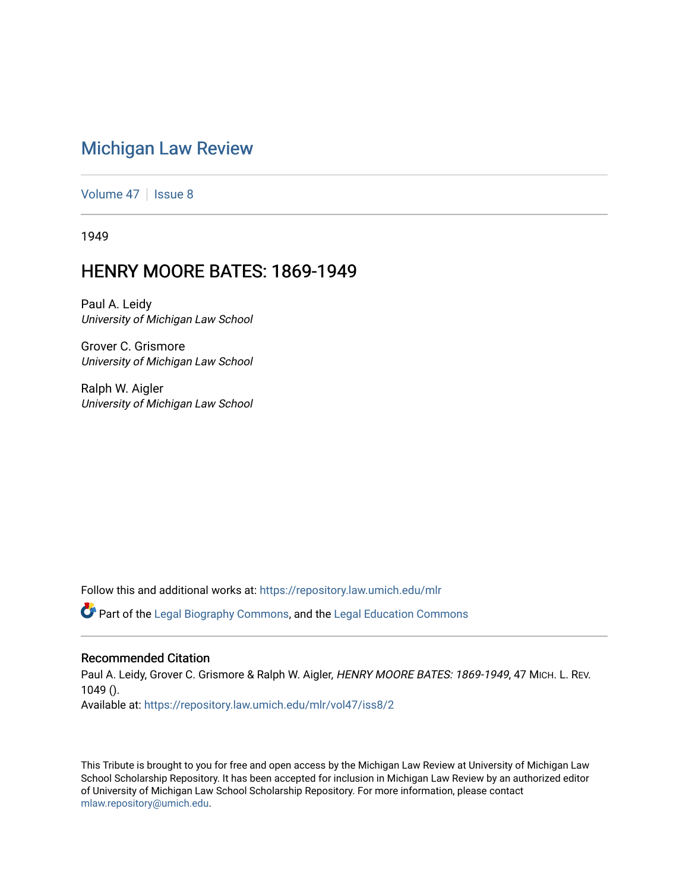# Michigan Law Review

Volume 47 | Issue 8

1949

## HENRY MOORE BATES: 1869-1949

Paul A. Leidy
*University of Michigan Law School*

Grover C. Grismore
*University of Michigan Law School*

Ralph W. Aigler
*University of Michigan Law School*

Follow this and additional works at: https://repository.law.umich.edu/mlr

Part of the Legal Biography Commons, and the Legal Education Commons

### Recommended Citation

Paul A. Leidy, Grover C. Grismore & Ralph W. Aigler, *HENRY MOORE BATES: 1869-1949*, 47 MICH. L. REV. 1049 ().
Available at: https://repository.law.umich.edu/mlr/vol47/iss8/2

This Tribute is brought to you for free and open access by the Michigan Law Review at University of Michigan Law School Scholarship Repository. It has been accepted for inclusion in Michigan Law Review by an authorized editor of University of Michigan Law School Scholarship Repository. For more information, please contact mlaw.repository@umich.edu.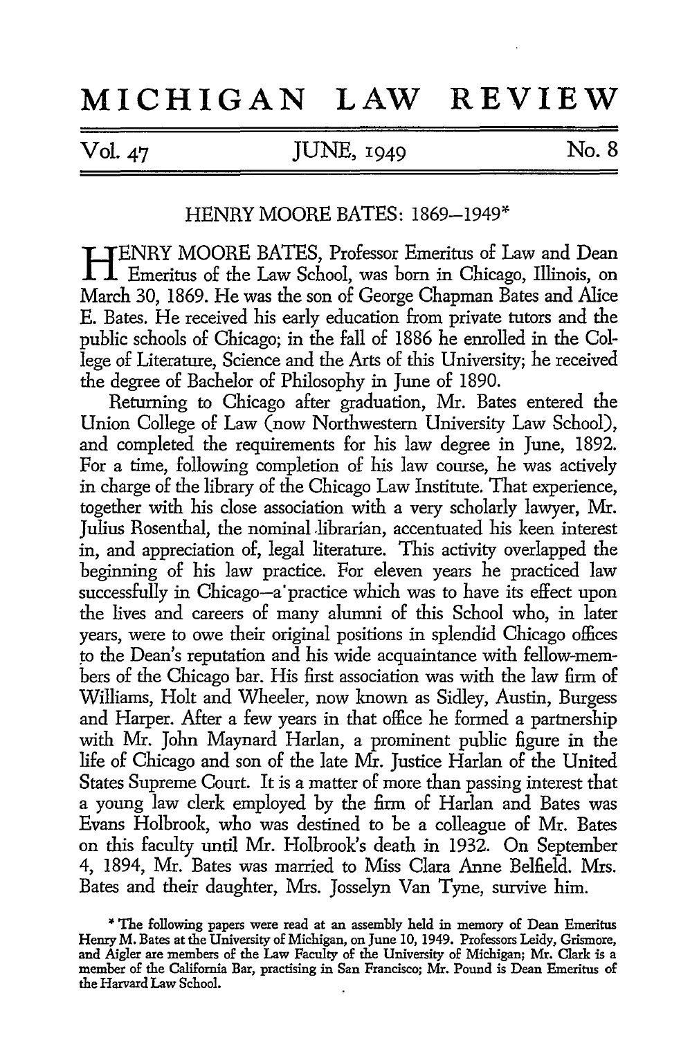# MICHIGAN LAW REVIEW

Vol. 47 — JUNE, 1949 — No. 8

## HENRY MOORE BATES: 1869–1949*

HENRY MOORE BATES, Professor Emeritus of Law and Dean Emeritus of the Law School, was born in Chicago, Illinois, on March 30, 1869. He was the son of George Chapman Bates and Alice E. Bates. He received his early education from private tutors and the public schools of Chicago; in the fall of 1886 he enrolled in the College of Literature, Science and the Arts of this University; he received the degree of Bachelor of Philosophy in June of 1890.

Returning to Chicago after graduation, Mr. Bates entered the Union College of Law (now Northwestern University Law School), and completed the requirements for his law degree in June, 1892. For a time, following completion of his law course, he was actively in charge of the library of the Chicago Law Institute. That experience, together with his close association with a very scholarly lawyer, Mr. Julius Rosenthal, the nominal librarian, accentuated his keen interest in, and appreciation of, legal literature. This activity overlapped the beginning of his law practice. For eleven years he practiced law successfully in Chicago—a practice which was to have its effect upon the lives and careers of many alumni of this School who, in later years, were to owe their original positions in splendid Chicago offices to the Dean's reputation and his wide acquaintance with fellow-members of the Chicago bar. His first association was with the law firm of Williams, Holt and Wheeler, now known as Sidley, Austin, Burgess and Harper. After a few years in that office he formed a partnership with Mr. John Maynard Harlan, a prominent public figure in the life of Chicago and son of the late Mr. Justice Harlan of the United States Supreme Court. It is a matter of more than passing interest that a young law clerk employed by the firm of Harlan and Bates was Evans Holbrook, who was destined to be a colleague of Mr. Bates on this faculty until Mr. Holbrook's death in 1932. On September 4, 1894, Mr. Bates was married to Miss Clara Anne Belfield. Mrs. Bates and their daughter, Mrs. Josselyn Van Tyne, survive him.

\* The following papers were read at an assembly held in memory of Dean Emeritus Henry M. Bates at the University of Michigan, on June 10, 1949. Professors Leidy, Grismore, and Aigler are members of the Law Faculty of the University of Michigan; Mr. Clark is a member of the California Bar, practising in San Francisco; Mr. Pound is Dean Emeritus of the Harvard Law School.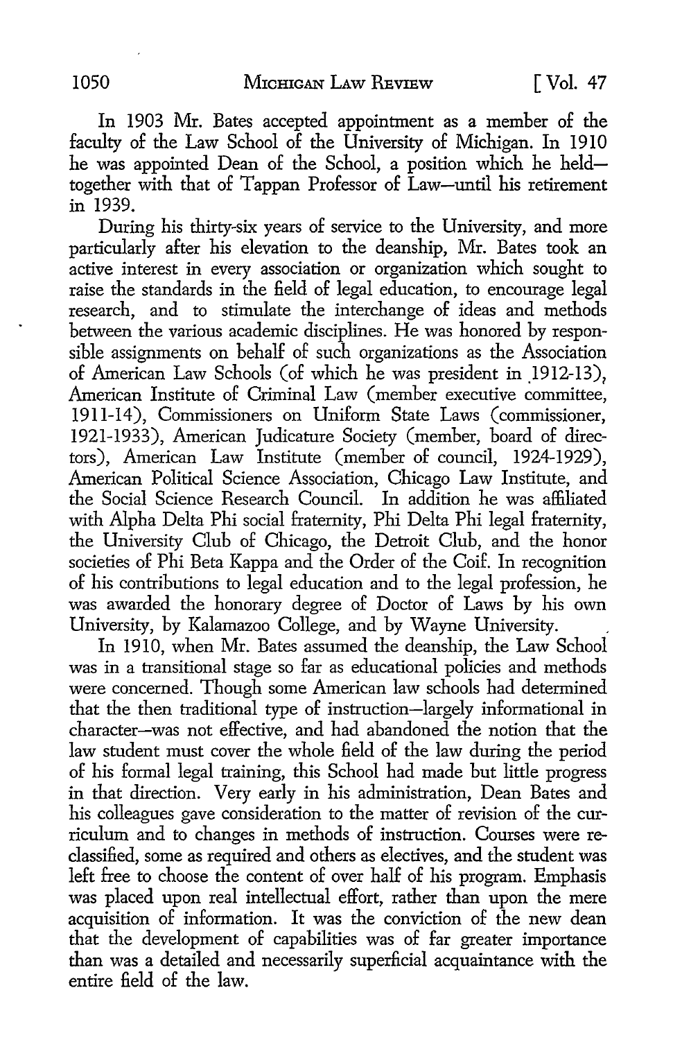In 1903 Mr. Bates accepted appointment as a member of the faculty of the Law School of the University of Michigan. In 1910 he was appointed Dean of the School, a position which he held—together with that of Tappan Professor of Law—until his retirement in 1939.

During his thirty-six years of service to the University, and more particularly after his elevation to the deanship, Mr. Bates took an active interest in every association or organization which sought to raise the standards in the field of legal education, to encourage legal research, and to stimulate the interchange of ideas and methods between the various academic disciplines. He was honored by responsible assignments on behalf of such organizations as the Association of American Law Schools (of which he was president in 1912-13), American Institute of Criminal Law (member executive committee, 1911-14), Commissioners on Uniform State Laws (commissioner, 1921-1933), American Judicature Society (member, board of directors), American Law Institute (member of council, 1924-1929), American Political Science Association, Chicago Law Institute, and the Social Science Research Council. In addition he was affiliated with Alpha Delta Phi social fraternity, Phi Delta Phi legal fraternity, the University Club of Chicago, the Detroit Club, and the honor societies of Phi Beta Kappa and the Order of the Coif. In recognition of his contributions to legal education and to the legal profession, he was awarded the honorary degree of Doctor of Laws by his own University, by Kalamazoo College, and by Wayne University.

In 1910, when Mr. Bates assumed the deanship, the Law School was in a transitional stage so far as educational policies and methods were concerned. Though some American law schools had determined that the then traditional type of instruction—largely informational in character—was not effective, and had abandoned the notion that the law student must cover the whole field of the law during the period of his formal legal training, this School had made but little progress in that direction. Very early in his administration, Dean Bates and his colleagues gave consideration to the matter of revision of the curriculum and to changes in methods of instruction. Courses were reclassified, some as required and others as electives, and the student was left free to choose the content of over half of his program. Emphasis was placed upon real intellectual effort, rather than upon the mere acquisition of information. It was the conviction of the new dean that the development of capabilities was of far greater importance than was a detailed and necessarily superficial acquaintance with the entire field of the law.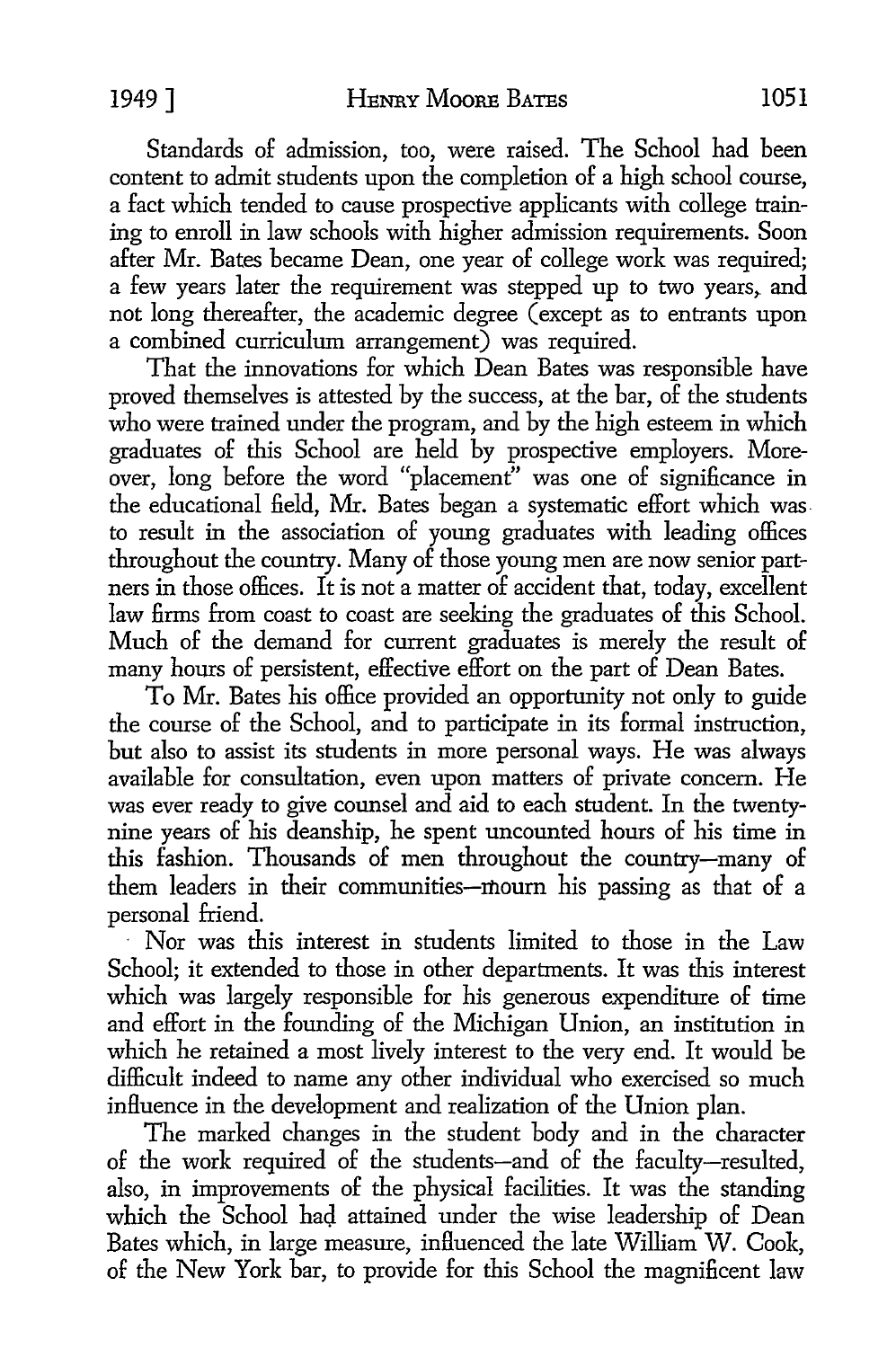Standards of admission, too, were raised. The School had been content to admit students upon the completion of a high school course, a fact which tended to cause prospective applicants with college training to enroll in law schools with higher admission requirements. Soon after Mr. Bates became Dean, one year of college work was required; a few years later the requirement was stepped up to two years, and not long thereafter, the academic degree (except as to entrants upon a combined curriculum arrangement) was required.

That the innovations for which Dean Bates was responsible have proved themselves is attested by the success, at the bar, of the students who were trained under the program, and by the high esteem in which graduates of this School are held by prospective employers. Moreover, long before the word "placement" was one of significance in the educational field, Mr. Bates began a systematic effort which was to result in the association of young graduates with leading offices throughout the country. Many of those young men are now senior partners in those offices. It is not a matter of accident that, today, excellent law firms from coast to coast are seeking the graduates of this School. Much of the demand for current graduates is merely the result of many hours of persistent, effective effort on the part of Dean Bates.

To Mr. Bates his office provided an opportunity not only to guide the course of the School, and to participate in its formal instruction, but also to assist its students in more personal ways. He was always available for consultation, even upon matters of private concern. He was ever ready to give counsel and aid to each student. In the twenty-nine years of his deanship, he spent uncounted hours of his time in this fashion. Thousands of men throughout the country—many of them leaders in their communities—mourn his passing as that of a personal friend.

Nor was this interest in students limited to those in the Law School; it extended to those in other departments. It was this interest which was largely responsible for his generous expenditure of time and effort in the founding of the Michigan Union, an institution in which he retained a most lively interest to the very end. It would be difficult indeed to name any other individual who exercised so much influence in the development and realization of the Union plan.

The marked changes in the student body and in the character of the work required of the students—and of the faculty—resulted, also, in improvements of the physical facilities. It was the standing which the School had attained under the wise leadership of Dean Bates which, in large measure, influenced the late William W. Cook, of the New York bar, to provide for this School the magnificent law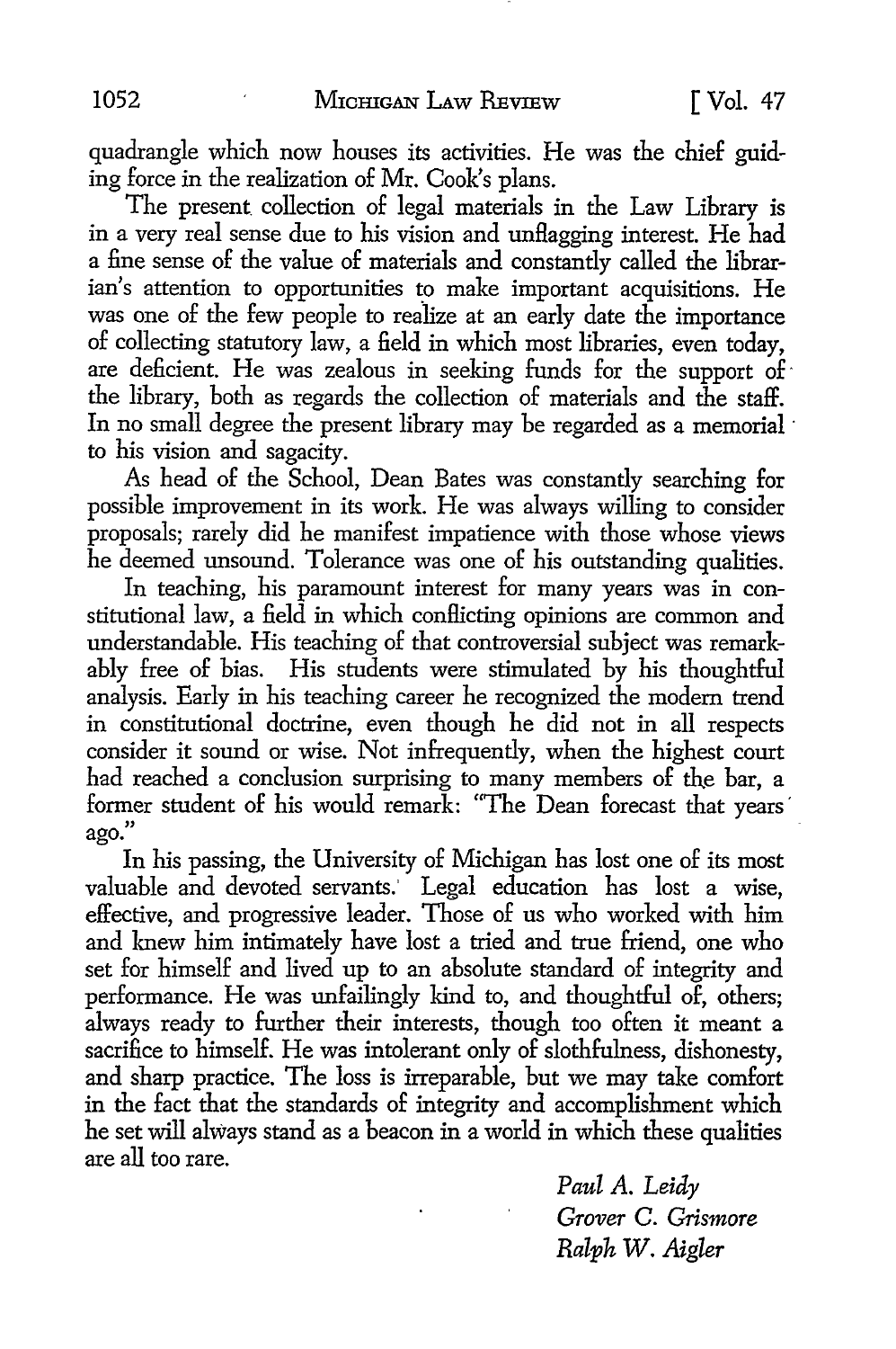quadrangle which now houses its activities. He was the chief guiding force in the realization of Mr. Cook's plans.

The present collection of legal materials in the Law Library is in a very real sense due to his vision and unflagging interest. He had a fine sense of the value of materials and constantly called the librarian's attention to opportunities to make important acquisitions. He was one of the few people to realize at an early date the importance of collecting statutory law, a field in which most libraries, even today, are deficient. He was zealous in seeking funds for the support of the library, both as regards the collection of materials and the staff. In no small degree the present library may be regarded as a memorial to his vision and sagacity.

As head of the School, Dean Bates was constantly searching for possible improvement in its work. He was always willing to consider proposals; rarely did he manifest impatience with those whose views he deemed unsound. Tolerance was one of his outstanding qualities.

In teaching, his paramount interest for many years was in constitutional law, a field in which conflicting opinions are common and understandable. His teaching of that controversial subject was remarkably free of bias. His students were stimulated by his thoughtful analysis. Early in his teaching career he recognized the modern trend in constitutional doctrine, even though he did not in all respects consider it sound or wise. Not infrequently, when the highest court had reached a conclusion surprising to many members of the bar, a former student of his would remark: "The Dean forecast that years ago."

In his passing, the University of Michigan has lost one of its most valuable and devoted servants. Legal education has lost a wise, effective, and progressive leader. Those of us who worked with him and knew him intimately have lost a tried and true friend, one who set for himself and lived up to an absolute standard of integrity and performance. He was unfailingly kind to, and thoughtful of, others; always ready to further their interests, though too often it meant a sacrifice to himself. He was intolerant only of slothfulness, dishonesty, and sharp practice. The loss is irreparable, but we may take comfort in the fact that the standards of integrity and accomplishment which he set will always stand as a beacon in a world in which these qualities are all too rare.

*Paul A. Leidy*
*Grover C. Grismore*
*Ralph W. Aigler*